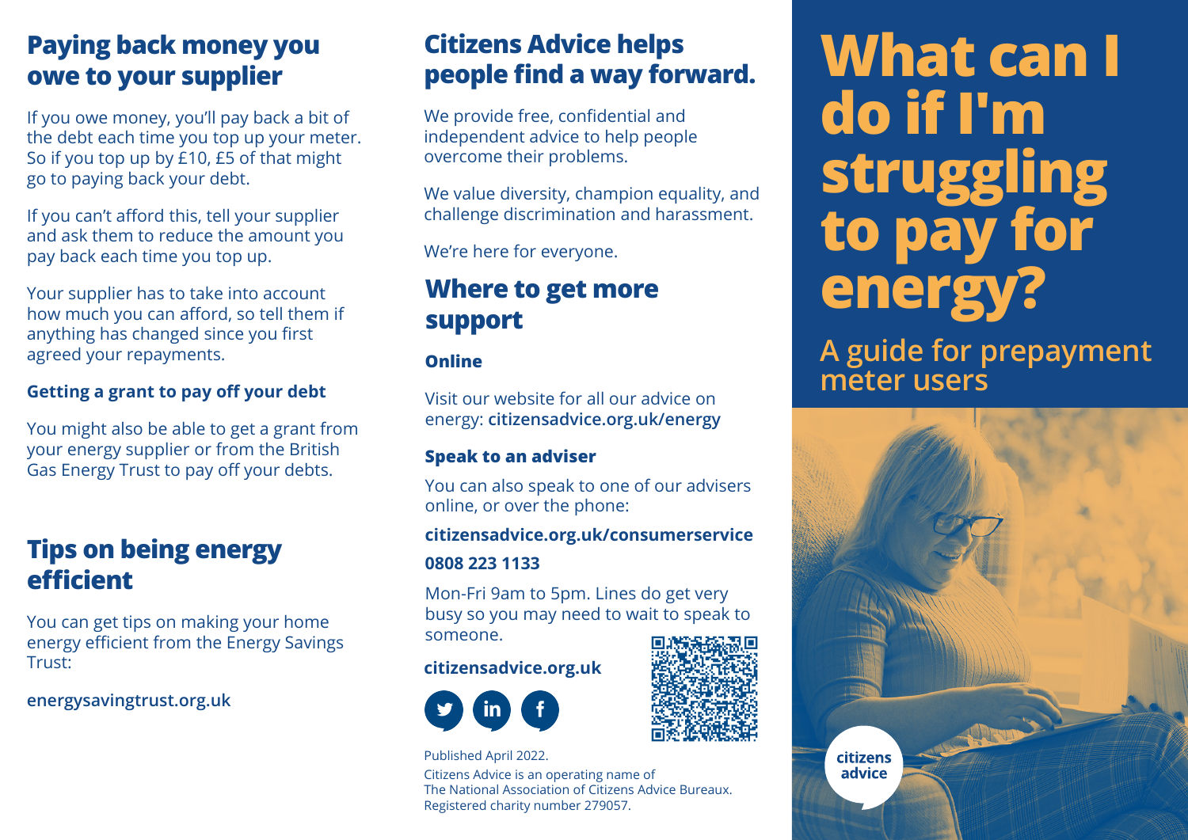## Paying back money you owe to your supplier

If you owe money, you'll pay back a bit of the debt each time you top up your meter. So if you top up by £10, £5 of that might go to paying back your debt.

If you can't afford this, tell your supplier and ask them to reduce the amount you pay back each time you top up.

Your supplier has to take into account how much you can afford, so tell them if anything has changed since you first agreed your repayments.

### Getting a grant to pay off your debt

You might also be able to get a grant from your energy supplier or from the British Gas Energy Trust to pay off your debts.

## Tips on being energy efficient

You can get tips on making your home energy efficient from the Energy Savings Trust:

**energysavingtrust.org.uk**

## Citizens Advice helps people find a way forward.

We provide free, confidential and independent advice to help people overcome their problems.

We value diversity, champion equality, and challenge discrimination and harassment.

We're here for everyone.

## Where to get more support

### Online

Visit our website for all our advice on energy: **citizensadvice.org.uk/energy**

### Speak to an adviser

You can also speak to one of our advisers online, or over the phone:

**citizensadvice.org.uk/consumerservice**

**0808 223 1133**

Mon-Fri 9am to 5pm. Lines do get very busy so you may need to wait to speak to someone.

**citizensadvice.org.uk**

Published April 2022.

Citizens Advice is an operating name of The National Association of Citizens Advice Bureaux. Registered charity number 279057.

# What can I do if I'm struggling to pay for energy?

## A guide for prepayment meter users

citizens advice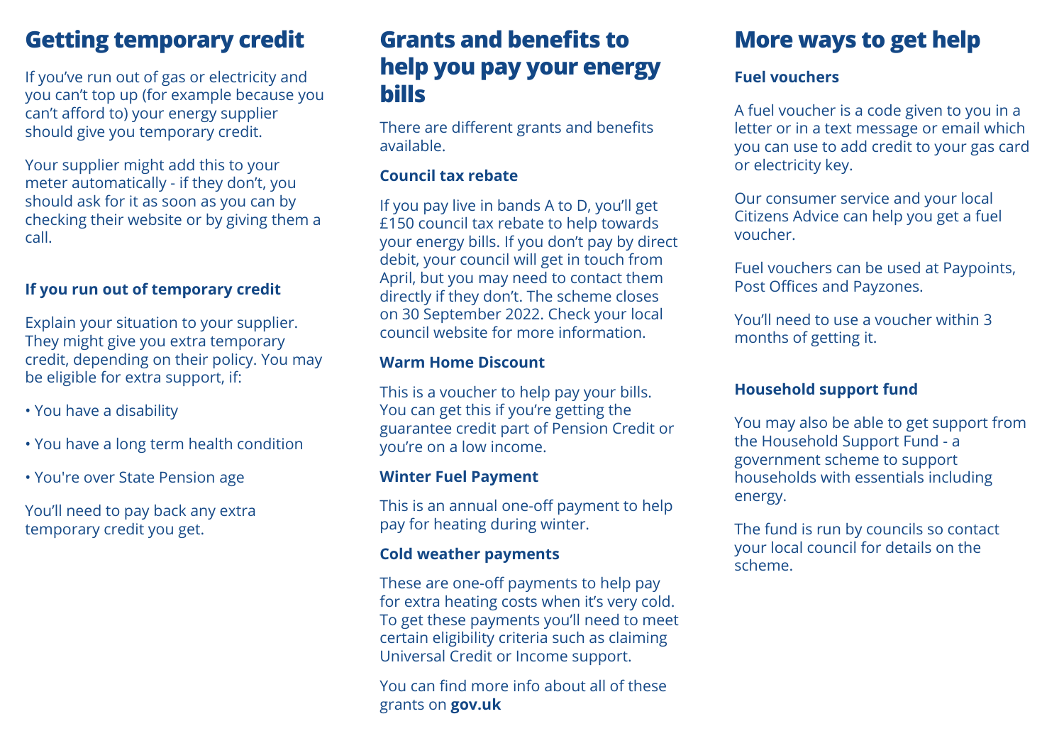## Getting temporary credit

If you've run out of gas or electricity and you can't top up (for example because you can't afford to) your energy supplier should give you temporary credit.

Your supplier might add this to your meter automatically - if they don't, you should ask for it as soon as you can by checking their website or by giving them a call.

### If you run out of temporary credit

Explain your situation to your supplier. They might give you extra temporary credit, depending on their policy. You may be eligible for extra support, if:

- You have a disability
- You have a long term health condition
- You're over State Pension age

You'll need to pay back any extra temporary credit you get.

## Grants and benefits to help you pay your energy bills

There are different grants and benefits available.

### Council tax rebate

If you pay live in bands A to D, you'll get £150 council tax rebate to help towards your energy bills. If you don't pay by direct debit, your council will get in touch from April, but you may need to contact them directly if they don't. The scheme closes on 30 September 2022. Check your local council website for more information.

### Warm Home Discount

This is a voucher to help pay your bills. You can get this if you're getting the guarantee credit part of Pension Credit or you're on a low income.

### Winter Fuel Payment

This is an annual one-off payment to help pay for heating during winter.

### Cold weather payments

These are one-off payments to help pay for extra heating costs when it's very cold. To get these payments you'll need to meet certain eligibility criteria such as claiming Universal Credit or Income support.

You can find more info about all of these grants on **gov.uk**

## More ways to get help

### Fuel vouchers

A fuel voucher is a code given to you in a letter or in a text message or email which you can use to add credit to your gas card or electricity key.

Our consumer service and your local Citizens Advice can help you get a fuel voucher.

Fuel vouchers can be used at Paypoints, Post Offices and Payzones.

You'll need to use a voucher within 3 months of getting it.

### Household support fund

You may also be able to get support from the Household Support Fund - a government scheme to support households with essentials including energy.

The fund is run by councils so contact your local council for details on the scheme.